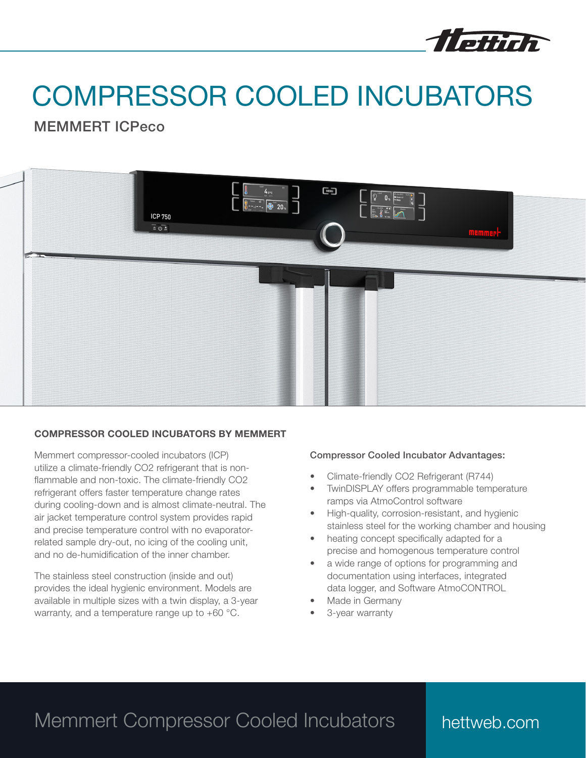# COMPRESSOR COOLED INCUBATORS

## MEMMERT ICPeco

### COMPRESSOR COOLED INCUBATORS BY MEMMERT

Memmert compressor-cooled incubators (ICP) utilize a climate-friendly CO2 refrigerant that is non-flammable and non-toxic. The climate-friendly CO2 refrigerant offers faster temperature change rates during cooling-down and is almost climate-neutral. The air jacket temperature control system provides rapid and precise temperature control with no evaporator-related sample dry-out, no icing of the cooling unit, and no de-humidification of the inner chamber.

The stainless steel construction (inside and out) provides the ideal hygienic environment. Models are available in multiple sizes with a twin display, a 3-year warranty, and a temperature range up to +60 °C.

**Compressor Cooled Incubator Advantages:**

- Climate-friendly CO2 Refrigerant (R744)
- TwinDISPLAY offers programmable temperature ramps via AtmoControl software
- High-quality, corrosion-resistant, and hygienic stainless steel for the working chamber and housing
- heating concept specifically adapted for a precise and homogenous temperature control
- a wide range of options for programming and documentation using interfaces, integrated data logger, and Software AtmoCONTROL
- Made in Germany
- 3-year warranty

Memmert Compressor Cooled Incubators

hettweb.com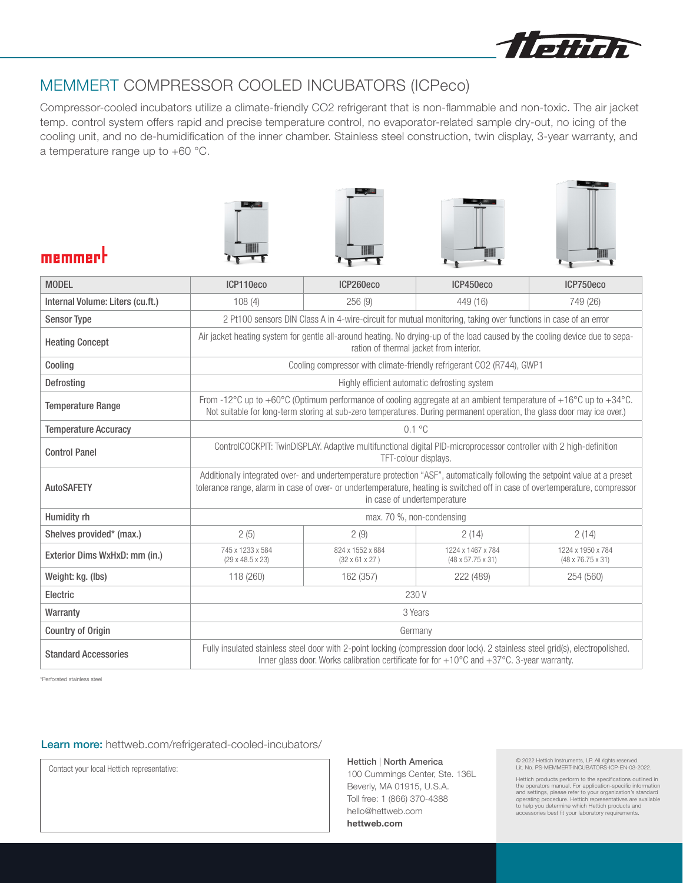## MEMMERT COMPRESSOR COOLED INCUBATORS (ICPeco)

Compressor-cooled incubators utilize a climate-friendly $CO_2$ refrigerant that is non-flammable and non-toxic. The air jacket temp. control system offers rapid and precise temperature control, no evaporator-related sample dry-out, no icing of the cooling unit, and no de-humidification of the inner chamber. Stainless steel construction, twin display, 3-year warranty, and a temperature range up to +60 °C.

memmert

| MODEL | ICP110eco | ICP260eco | ICP450eco | ICP750eco |
|---|---|---|---|---|
| Internal Volume: Liters (cu.ft.) | 108 (4) | 256 (9) | 449 (16) | 749 (26) |
| Sensor Type | 2 Pt100 sensors DIN Class A in 4-wire-circuit for mutual monitoring, taking over functions in case of an error | | | |
| Heating Concept | Air jacket heating system for gentle all-around heating. No drying-up of the load caused by the cooling device due to separation of thermal jacket from interior. | | | |
| Cooling | Cooling compressor with climate-friendly refrigerant $CO_2$ (R744), GWP1 | | | |
| Defrosting | Highly efficient automatic defrosting system | | | |
| Temperature Range | From -12°C up to +60°C (Optimum performance of cooling aggregate at an ambient temperature of +16°C up to +34°C. Not suitable for long-term storing at sub-zero temperatures. During permanent operation, the glass door may ice over.) | | | |
| Temperature Accuracy | 0.1 °C | | | |
| Control Panel | ControlCOCKPIT: TwinDISPLAY. Adaptive multifunctional digital PID-microprocessor controller with 2 high-definition TFT-colour displays. | | | |
| AutoSAFETY | Additionally integrated over- and undertemperature protection "ASF", automatically following the setpoint value at a preset tolerance range, alarm in case of over- or undertemperature, heating is switched off in case of overtemperature, compressor in case of undertemperature | | | |
| Humidity rh | max. 70 %, non-condensing | | | |
| Shelves provided* (max.) | 2 (5) | 2 (9) | 2 (14) | 2 (14) |
| Exterior Dims WxHxD: mm (in.) | 745 x 1233 x 584 (29 x 48.5 x 23) | 824 x 1552 x 684 (32 x 61 x 27 ) | 1224 x 1467 x 784 (48 x 57.75 x 31) | 1224 x 1950 x 784 (48 x 76.75 x 31) |
| Weight: kg. (lbs) | 118 (260) | 162 (357) | 222 (489) | 254 (560) |
| Electric | 230 V | | | |
| Warranty | 3 Years | | | |
| Country of Origin | Germany | | | |
| Standard Accessories | Fully insulated stainless steel door with 2-point locking (compression door lock). 2 stainless steel grid(s), electropolished. Inner glass door. Works calibration certificate for for +10°C and +37°C. 3-year warranty. | | | |

*Perforated stainless steel

**Learn more:** hettweb.com/refrigerated-cooled-incubators/

Contact your local Hettich representative:

**Hettich | North America**
100 Cummings Center, Ste. 136L
Beverly, MA 01915, U.S.A.
Toll free: 1 (866) 370-4388
hello@hettweb.com
**hettweb.com**

© 2022 Hettich Instruments, LP. All rights reserved.
Lit. No. PS-MEMMERT-INCUBATORS-ICP-EN-03-2022.

Hettich products perform to the specifications outlined in the operators manual. For application-specific information and settings, please refer to your organization's standard operating procedure. Hettich representatives are available to help you determine which Hettich products and accessories best fit your laboratory requirements.